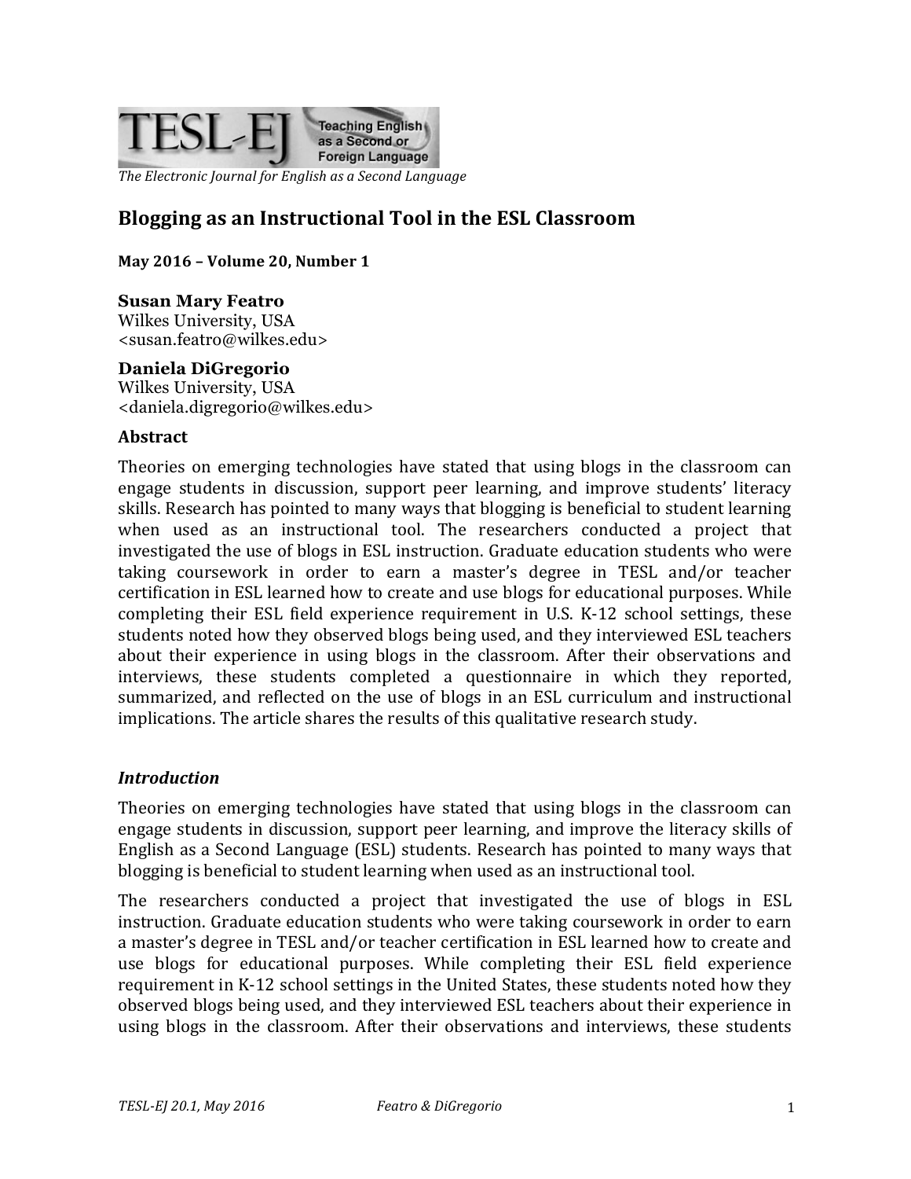TESL-EJ Teaching English as a Second or Foreign Language

*The Electronic Journal for English as a Second Language*

# Blogging as an Instructional Tool in the ESL Classroom

**May 2016 – Volume 20, Number 1**

**Susan Mary Featro**
Wilkes University, USA
<susan.featro@wilkes.edu>

**Daniela DiGregorio**
Wilkes University, USA
<daniela.digregorio@wilkes.edu>

## Abstract

Theories on emerging technologies have stated that using blogs in the classroom can engage students in discussion, support peer learning, and improve students' literacy skills. Research has pointed to many ways that blogging is beneficial to student learning when used as an instructional tool. The researchers conducted a project that investigated the use of blogs in ESL instruction. Graduate education students who were taking coursework in order to earn a master's degree in TESL and/or teacher certification in ESL learned how to create and use blogs for educational purposes. While completing their ESL field experience requirement in U.S. K-12 school settings, these students noted how they observed blogs being used, and they interviewed ESL teachers about their experience in using blogs in the classroom. After their observations and interviews, these students completed a questionnaire in which they reported, summarized, and reflected on the use of blogs in an ESL curriculum and instructional implications. The article shares the results of this qualitative research study.

## *Introduction*

Theories on emerging technologies have stated that using blogs in the classroom can engage students in discussion, support peer learning, and improve the literacy skills of English as a Second Language (ESL) students. Research has pointed to many ways that blogging is beneficial to student learning when used as an instructional tool.

The researchers conducted a project that investigated the use of blogs in ESL instruction. Graduate education students who were taking coursework in order to earn a master's degree in TESL and/or teacher certification in ESL learned how to create and use blogs for educational purposes. While completing their ESL field experience requirement in K-12 school settings in the United States, these students noted how they observed blogs being used, and they interviewed ESL teachers about their experience in using blogs in the classroom. After their observations and interviews, these students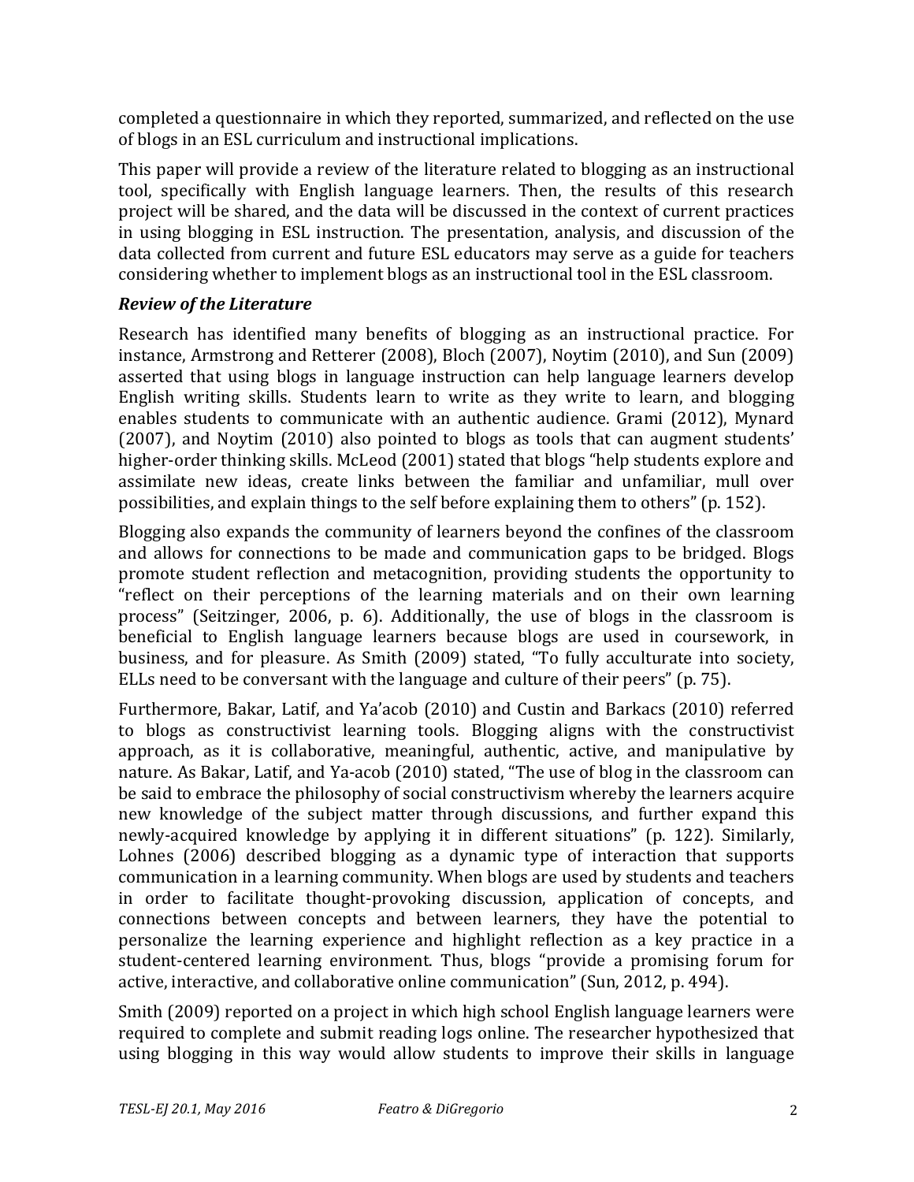completed a questionnaire in which they reported, summarized, and reflected on the use of blogs in an ESL curriculum and instructional implications.

This paper will provide a review of the literature related to blogging as an instructional tool, specifically with English language learners. Then, the results of this research project will be shared, and the data will be discussed in the context of current practices in using blogging in ESL instruction. The presentation, analysis, and discussion of the data collected from current and future ESL educators may serve as a guide for teachers considering whether to implement blogs as an instructional tool in the ESL classroom.

### *Review of the Literature*

Research has identified many benefits of blogging as an instructional practice. For instance, Armstrong and Retterer (2008), Bloch (2007), Noytim (2010), and Sun (2009) asserted that using blogs in language instruction can help language learners develop English writing skills. Students learn to write as they write to learn, and blogging enables students to communicate with an authentic audience. Grami (2012), Mynard (2007), and Noytim (2010) also pointed to blogs as tools that can augment students' higher-order thinking skills. McLeod (2001) stated that blogs "help students explore and assimilate new ideas, create links between the familiar and unfamiliar, mull over possibilities, and explain things to the self before explaining them to others" (p. 152).

Blogging also expands the community of learners beyond the confines of the classroom and allows for connections to be made and communication gaps to be bridged. Blogs promote student reflection and metacognition, providing students the opportunity to "reflect on their perceptions of the learning materials and on their own learning process" (Seitzinger, 2006, p. 6). Additionally, the use of blogs in the classroom is beneficial to English language learners because blogs are used in coursework, in business, and for pleasure. As Smith (2009) stated, "To fully acculturate into society, ELLs need to be conversant with the language and culture of their peers" (p. 75).

Furthermore, Bakar, Latif, and Ya'acob (2010) and Custin and Barkacs (2010) referred to blogs as constructivist learning tools. Blogging aligns with the constructivist approach, as it is collaborative, meaningful, authentic, active, and manipulative by nature. As Bakar, Latif, and Ya-acob (2010) stated, "The use of blog in the classroom can be said to embrace the philosophy of social constructivism whereby the learners acquire new knowledge of the subject matter through discussions, and further expand this newly-acquired knowledge by applying it in different situations" (p. 122). Similarly, Lohnes (2006) described blogging as a dynamic type of interaction that supports communication in a learning community. When blogs are used by students and teachers in order to facilitate thought-provoking discussion, application of concepts, and connections between concepts and between learners, they have the potential to personalize the learning experience and highlight reflection as a key practice in a student-centered learning environment. Thus, blogs "provide a promising forum for active, interactive, and collaborative online communication" (Sun, 2012, p. 494).

Smith (2009) reported on a project in which high school English language learners were required to complete and submit reading logs online. The researcher hypothesized that using blogging in this way would allow students to improve their skills in language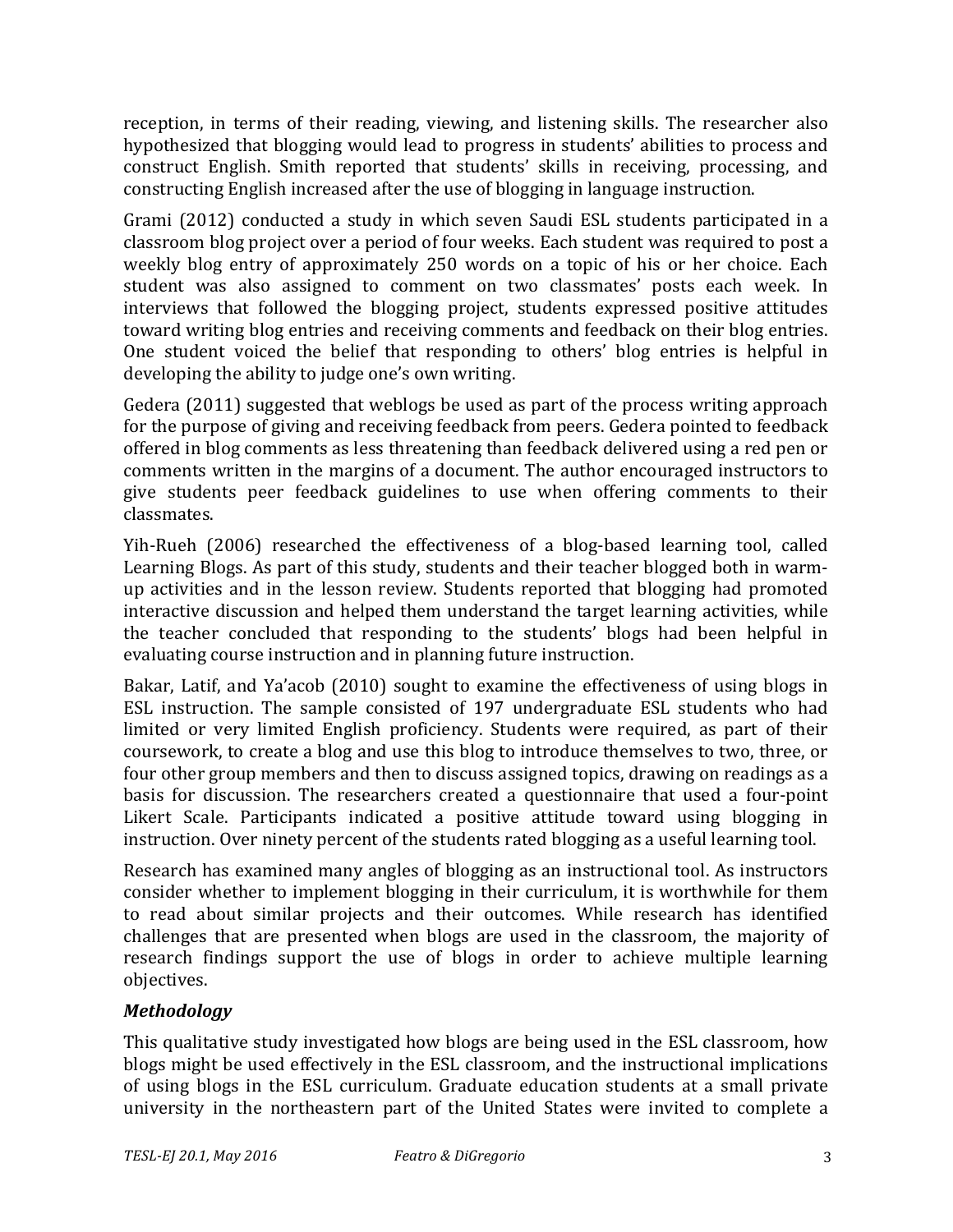reception, in terms of their reading, viewing, and listening skills. The researcher also hypothesized that blogging would lead to progress in students' abilities to process and construct English. Smith reported that students' skills in receiving, processing, and constructing English increased after the use of blogging in language instruction.

Grami (2012) conducted a study in which seven Saudi ESL students participated in a classroom blog project over a period of four weeks. Each student was required to post a weekly blog entry of approximately 250 words on a topic of his or her choice. Each student was also assigned to comment on two classmates' posts each week. In interviews that followed the blogging project, students expressed positive attitudes toward writing blog entries and receiving comments and feedback on their blog entries. One student voiced the belief that responding to others' blog entries is helpful in developing the ability to judge one's own writing.

Gedera (2011) suggested that weblogs be used as part of the process writing approach for the purpose of giving and receiving feedback from peers. Gedera pointed to feedback offered in blog comments as less threatening than feedback delivered using a red pen or comments written in the margins of a document. The author encouraged instructors to give students peer feedback guidelines to use when offering comments to their classmates.

Yih-Rueh (2006) researched the effectiveness of a blog-based learning tool, called Learning Blogs. As part of this study, students and their teacher blogged both in warm-up activities and in the lesson review. Students reported that blogging had promoted interactive discussion and helped them understand the target learning activities, while the teacher concluded that responding to the students' blogs had been helpful in evaluating course instruction and in planning future instruction.

Bakar, Latif, and Ya'acob (2010) sought to examine the effectiveness of using blogs in ESL instruction. The sample consisted of 197 undergraduate ESL students who had limited or very limited English proficiency. Students were required, as part of their coursework, to create a blog and use this blog to introduce themselves to two, three, or four other group members and then to discuss assigned topics, drawing on readings as a basis for discussion. The researchers created a questionnaire that used a four-point Likert Scale. Participants indicated a positive attitude toward using blogging in instruction. Over ninety percent of the students rated blogging as a useful learning tool.

Research has examined many angles of blogging as an instructional tool. As instructors consider whether to implement blogging in their curriculum, it is worthwhile for them to read about similar projects and their outcomes. While research has identified challenges that are presented when blogs are used in the classroom, the majority of research findings support the use of blogs in order to achieve multiple learning objectives.

### *Methodology*

This qualitative study investigated how blogs are being used in the ESL classroom, how blogs might be used effectively in the ESL classroom, and the instructional implications of using blogs in the ESL curriculum. Graduate education students at a small private university in the northeastern part of the United States were invited to complete a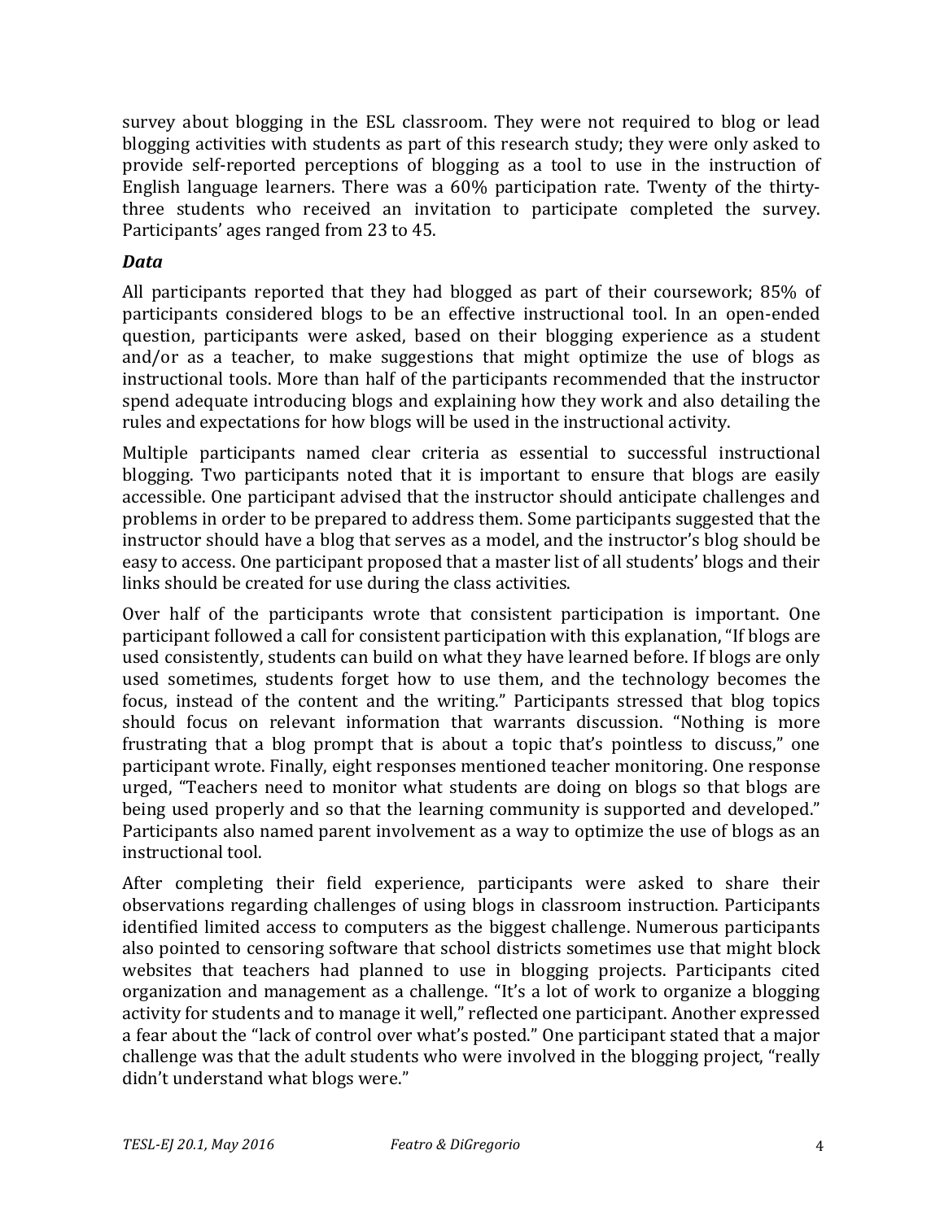survey about blogging in the ESL classroom. They were not required to blog or lead blogging activities with students as part of this research study; they were only asked to provide self-reported perceptions of blogging as a tool to use in the instruction of English language learners. There was a 60% participation rate. Twenty of the thirty-three students who received an invitation to participate completed the survey. Participants' ages ranged from 23 to 45.

### *Data*

All participants reported that they had blogged as part of their coursework; 85% of participants considered blogs to be an effective instructional tool. In an open-ended question, participants were asked, based on their blogging experience as a student and/or as a teacher, to make suggestions that might optimize the use of blogs as instructional tools. More than half of the participants recommended that the instructor spend adequate introducing blogs and explaining how they work and also detailing the rules and expectations for how blogs will be used in the instructional activity.

Multiple participants named clear criteria as essential to successful instructional blogging. Two participants noted that it is important to ensure that blogs are easily accessible. One participant advised that the instructor should anticipate challenges and problems in order to be prepared to address them. Some participants suggested that the instructor should have a blog that serves as a model, and the instructor's blog should be easy to access. One participant proposed that a master list of all students' blogs and their links should be created for use during the class activities.

Over half of the participants wrote that consistent participation is important. One participant followed a call for consistent participation with this explanation, "If blogs are used consistently, students can build on what they have learned before. If blogs are only used sometimes, students forget how to use them, and the technology becomes the focus, instead of the content and the writing." Participants stressed that blog topics should focus on relevant information that warrants discussion. "Nothing is more frustrating that a blog prompt that is about a topic that's pointless to discuss," one participant wrote. Finally, eight responses mentioned teacher monitoring. One response urged, "Teachers need to monitor what students are doing on blogs so that blogs are being used properly and so that the learning community is supported and developed." Participants also named parent involvement as a way to optimize the use of blogs as an instructional tool.

After completing their field experience, participants were asked to share their observations regarding challenges of using blogs in classroom instruction. Participants identified limited access to computers as the biggest challenge. Numerous participants also pointed to censoring software that school districts sometimes use that might block websites that teachers had planned to use in blogging projects. Participants cited organization and management as a challenge. "It's a lot of work to organize a blogging activity for students and to manage it well," reflected one participant. Another expressed a fear about the "lack of control over what's posted." One participant stated that a major challenge was that the adult students who were involved in the blogging project, "really didn't understand what blogs were."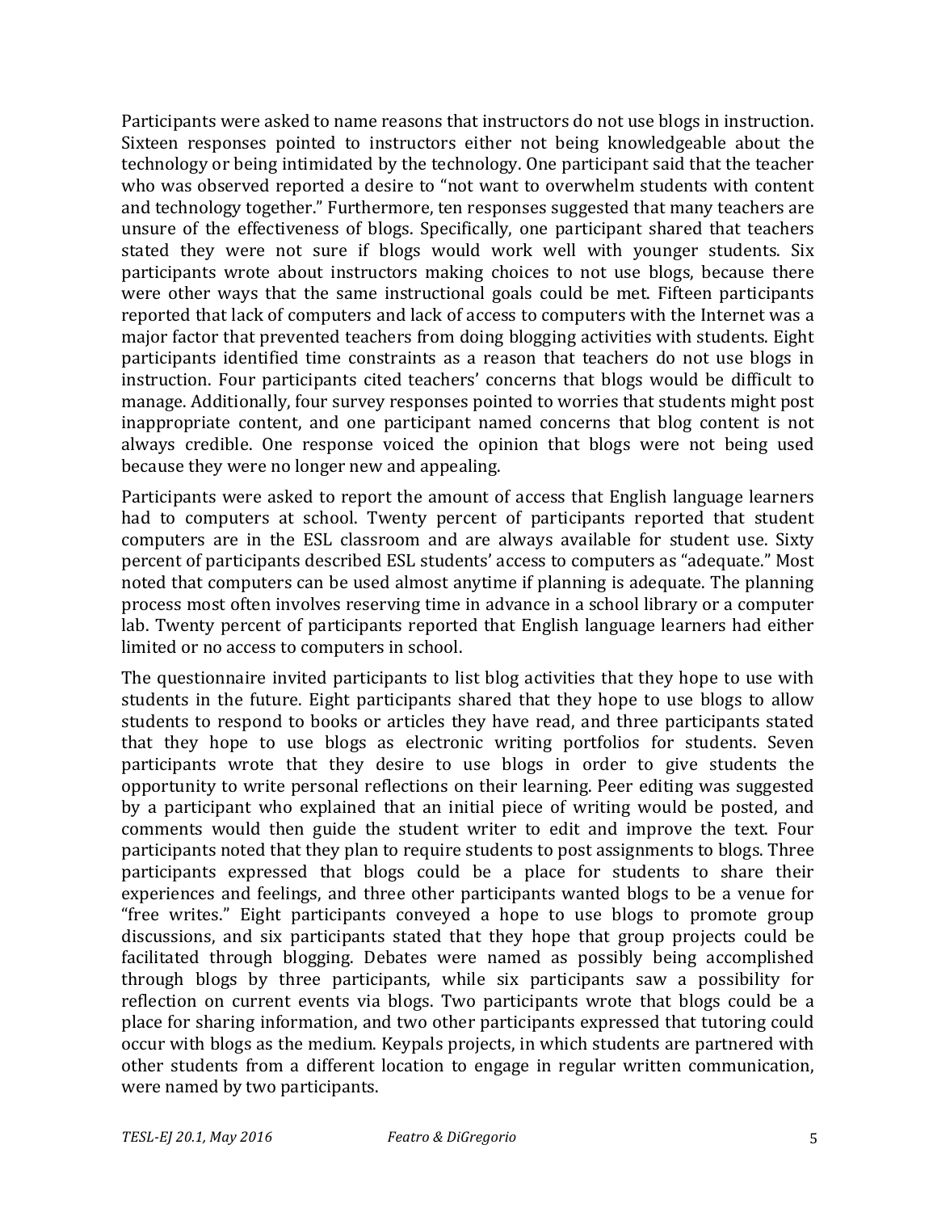Participants were asked to name reasons that instructors do not use blogs in instruction. Sixteen responses pointed to instructors either not being knowledgeable about the technology or being intimidated by the technology. One participant said that the teacher who was observed reported a desire to "not want to overwhelm students with content and technology together." Furthermore, ten responses suggested that many teachers are unsure of the effectiveness of blogs. Specifically, one participant shared that teachers stated they were not sure if blogs would work well with younger students. Six participants wrote about instructors making choices to not use blogs, because there were other ways that the same instructional goals could be met. Fifteen participants reported that lack of computers and lack of access to computers with the Internet was a major factor that prevented teachers from doing blogging activities with students. Eight participants identified time constraints as a reason that teachers do not use blogs in instruction. Four participants cited teachers' concerns that blogs would be difficult to manage. Additionally, four survey responses pointed to worries that students might post inappropriate content, and one participant named concerns that blog content is not always credible. One response voiced the opinion that blogs were not being used because they were no longer new and appealing.

Participants were asked to report the amount of access that English language learners had to computers at school. Twenty percent of participants reported that student computers are in the ESL classroom and are always available for student use. Sixty percent of participants described ESL students' access to computers as "adequate." Most noted that computers can be used almost anytime if planning is adequate. The planning process most often involves reserving time in advance in a school library or a computer lab. Twenty percent of participants reported that English language learners had either limited or no access to computers in school.

The questionnaire invited participants to list blog activities that they hope to use with students in the future. Eight participants shared that they hope to use blogs to allow students to respond to books or articles they have read, and three participants stated that they hope to use blogs as electronic writing portfolios for students. Seven participants wrote that they desire to use blogs in order to give students the opportunity to write personal reflections on their learning. Peer editing was suggested by a participant who explained that an initial piece of writing would be posted, and comments would then guide the student writer to edit and improve the text. Four participants noted that they plan to require students to post assignments to blogs. Three participants expressed that blogs could be a place for students to share their experiences and feelings, and three other participants wanted blogs to be a venue for "free writes." Eight participants conveyed a hope to use blogs to promote group discussions, and six participants stated that they hope that group projects could be facilitated through blogging. Debates were named as possibly being accomplished through blogs by three participants, while six participants saw a possibility for reflection on current events via blogs. Two participants wrote that blogs could be a place for sharing information, and two other participants expressed that tutoring could occur with blogs as the medium. Keypals projects, in which students are partnered with other students from a different location to engage in regular written communication, were named by two participants.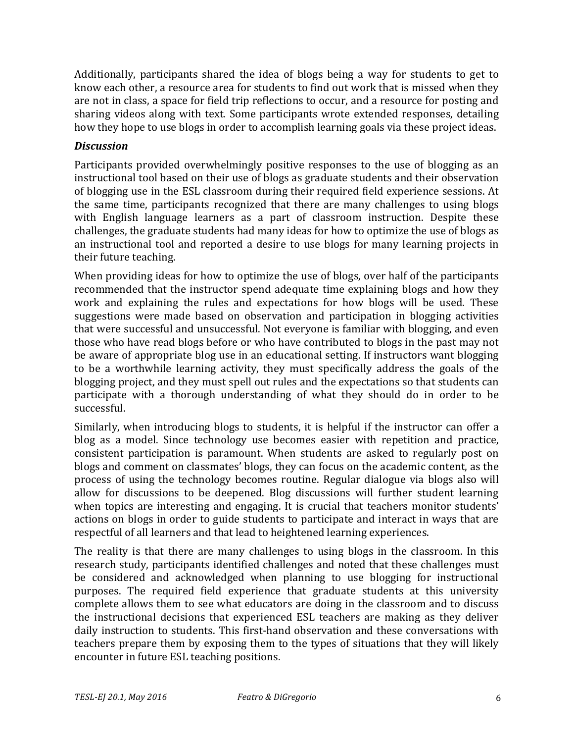Additionally, participants shared the idea of blogs being a way for students to get to know each other, a resource area for students to find out work that is missed when they are not in class, a space for field trip reflections to occur, and a resource for posting and sharing videos along with text. Some participants wrote extended responses, detailing how they hope to use blogs in order to accomplish learning goals via these project ideas.

### *Discussion*

Participants provided overwhelmingly positive responses to the use of blogging as an instructional tool based on their use of blogs as graduate students and their observation of blogging use in the ESL classroom during their required field experience sessions. At the same time, participants recognized that there are many challenges to using blogs with English language learners as a part of classroom instruction. Despite these challenges, the graduate students had many ideas for how to optimize the use of blogs as an instructional tool and reported a desire to use blogs for many learning projects in their future teaching.

When providing ideas for how to optimize the use of blogs, over half of the participants recommended that the instructor spend adequate time explaining blogs and how they work and explaining the rules and expectations for how blogs will be used. These suggestions were made based on observation and participation in blogging activities that were successful and unsuccessful. Not everyone is familiar with blogging, and even those who have read blogs before or who have contributed to blogs in the past may not be aware of appropriate blog use in an educational setting. If instructors want blogging to be a worthwhile learning activity, they must specifically address the goals of the blogging project, and they must spell out rules and the expectations so that students can participate with a thorough understanding of what they should do in order to be successful.

Similarly, when introducing blogs to students, it is helpful if the instructor can offer a blog as a model. Since technology use becomes easier with repetition and practice, consistent participation is paramount. When students are asked to regularly post on blogs and comment on classmates' blogs, they can focus on the academic content, as the process of using the technology becomes routine. Regular dialogue via blogs also will allow for discussions to be deepened. Blog discussions will further student learning when topics are interesting and engaging. It is crucial that teachers monitor students' actions on blogs in order to guide students to participate and interact in ways that are respectful of all learners and that lead to heightened learning experiences.

The reality is that there are many challenges to using blogs in the classroom. In this research study, participants identified challenges and noted that these challenges must be considered and acknowledged when planning to use blogging for instructional purposes. The required field experience that graduate students at this university complete allows them to see what educators are doing in the classroom and to discuss the instructional decisions that experienced ESL teachers are making as they deliver daily instruction to students. This first-hand observation and these conversations with teachers prepare them by exposing them to the types of situations that they will likely encounter in future ESL teaching positions.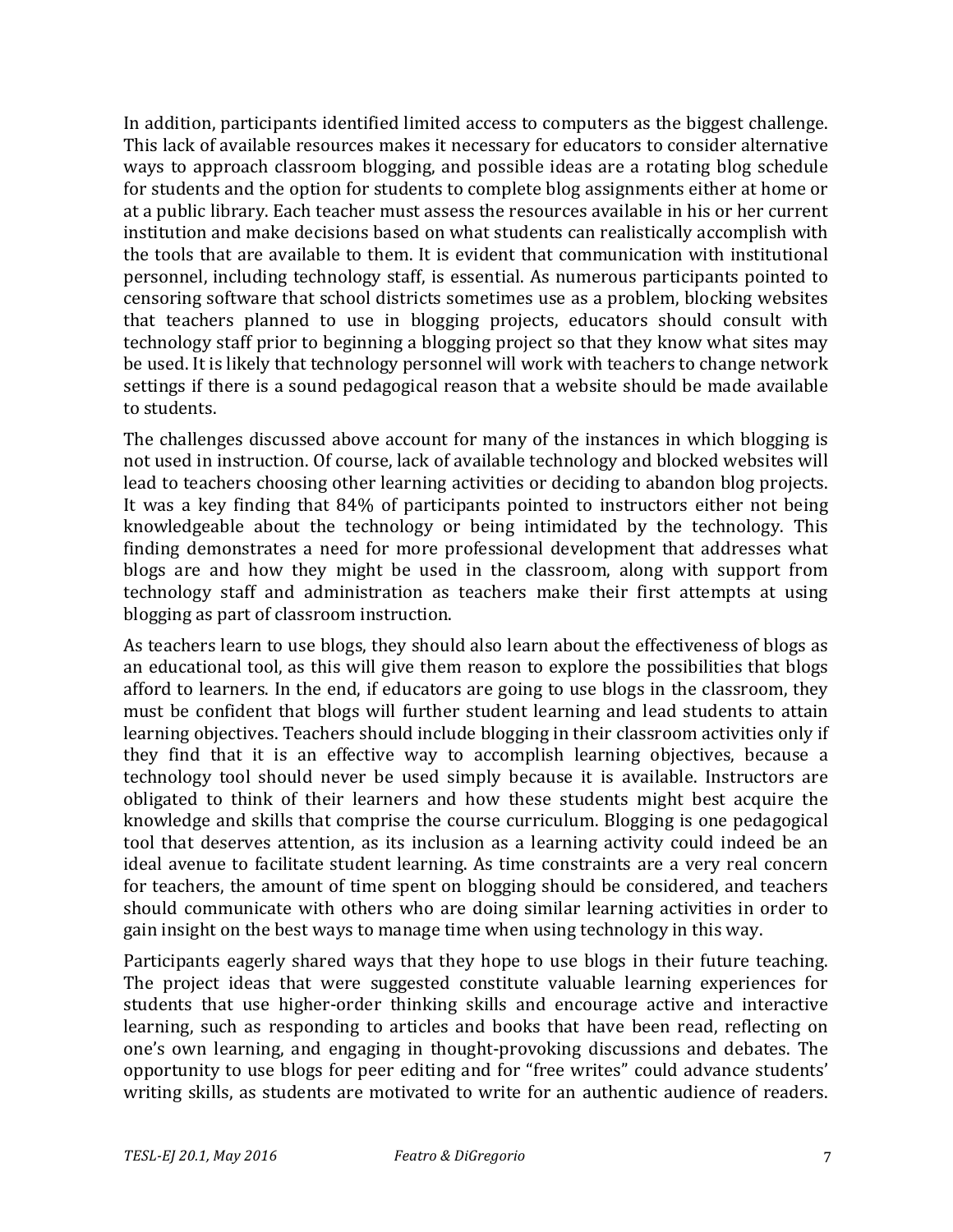In addition, participants identified limited access to computers as the biggest challenge. This lack of available resources makes it necessary for educators to consider alternative ways to approach classroom blogging, and possible ideas are a rotating blog schedule for students and the option for students to complete blog assignments either at home or at a public library. Each teacher must assess the resources available in his or her current institution and make decisions based on what students can realistically accomplish with the tools that are available to them. It is evident that communication with institutional personnel, including technology staff, is essential. As numerous participants pointed to censoring software that school districts sometimes use as a problem, blocking websites that teachers planned to use in blogging projects, educators should consult with technology staff prior to beginning a blogging project so that they know what sites may be used. It is likely that technology personnel will work with teachers to change network settings if there is a sound pedagogical reason that a website should be made available to students.

The challenges discussed above account for many of the instances in which blogging is not used in instruction. Of course, lack of available technology and blocked websites will lead to teachers choosing other learning activities or deciding to abandon blog projects. It was a key finding that 84% of participants pointed to instructors either not being knowledgeable about the technology or being intimidated by the technology. This finding demonstrates a need for more professional development that addresses what blogs are and how they might be used in the classroom, along with support from technology staff and administration as teachers make their first attempts at using blogging as part of classroom instruction.

As teachers learn to use blogs, they should also learn about the effectiveness of blogs as an educational tool, as this will give them reason to explore the possibilities that blogs afford to learners. In the end, if educators are going to use blogs in the classroom, they must be confident that blogs will further student learning and lead students to attain learning objectives. Teachers should include blogging in their classroom activities only if they find that it is an effective way to accomplish learning objectives, because a technology tool should never be used simply because it is available. Instructors are obligated to think of their learners and how these students might best acquire the knowledge and skills that comprise the course curriculum. Blogging is one pedagogical tool that deserves attention, as its inclusion as a learning activity could indeed be an ideal avenue to facilitate student learning. As time constraints are a very real concern for teachers, the amount of time spent on blogging should be considered, and teachers should communicate with others who are doing similar learning activities in order to gain insight on the best ways to manage time when using technology in this way.

Participants eagerly shared ways that they hope to use blogs in their future teaching. The project ideas that were suggested constitute valuable learning experiences for students that use higher-order thinking skills and encourage active and interactive learning, such as responding to articles and books that have been read, reflecting on one's own learning, and engaging in thought-provoking discussions and debates. The opportunity to use blogs for peer editing and for "free writes" could advance students' writing skills, as students are motivated to write for an authentic audience of readers.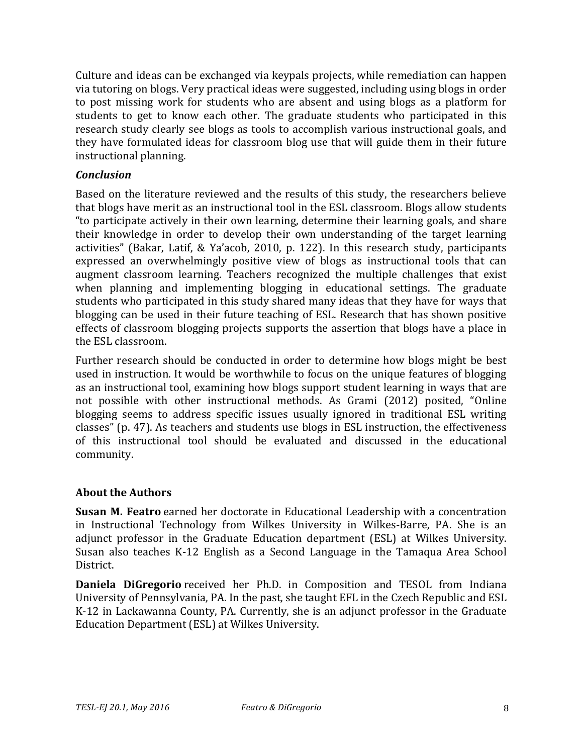Culture and ideas can be exchanged via keypals projects, while remediation can happen via tutoring on blogs. Very practical ideas were suggested, including using blogs in order to post missing work for students who are absent and using blogs as a platform for students to get to know each other. The graduate students who participated in this research study clearly see blogs as tools to accomplish various instructional goals, and they have formulated ideas for classroom blog use that will guide them in their future instructional planning.

### *Conclusion*

Based on the literature reviewed and the results of this study, the researchers believe that blogs have merit as an instructional tool in the ESL classroom. Blogs allow students "to participate actively in their own learning, determine their learning goals, and share their knowledge in order to develop their own understanding of the target learning activities" (Bakar, Latif, & Ya'acob, 2010, p. 122). In this research study, participants expressed an overwhelmingly positive view of blogs as instructional tools that can augment classroom learning. Teachers recognized the multiple challenges that exist when planning and implementing blogging in educational settings. The graduate students who participated in this study shared many ideas that they have for ways that blogging can be used in their future teaching of ESL. Research that has shown positive effects of classroom blogging projects supports the assertion that blogs have a place in the ESL classroom.

Further research should be conducted in order to determine how blogs might be best used in instruction. It would be worthwhile to focus on the unique features of blogging as an instructional tool, examining how blogs support student learning in ways that are not possible with other instructional methods. As Grami (2012) posited, "Online blogging seems to address specific issues usually ignored in traditional ESL writing classes" (p. 47). As teachers and students use blogs in ESL instruction, the effectiveness of this instructional tool should be evaluated and discussed in the educational community.

## About the Authors

**Susan M. Featro** earned her doctorate in Educational Leadership with a concentration in Instructional Technology from Wilkes University in Wilkes-Barre, PA. She is an adjunct professor in the Graduate Education department (ESL) at Wilkes University. Susan also teaches K-12 English as a Second Language in the Tamaqua Area School District.

**Daniela DiGregorio** received her Ph.D. in Composition and TESOL from Indiana University of Pennsylvania, PA. In the past, she taught EFL in the Czech Republic and ESL K-12 in Lackawanna County, PA. Currently, she is an adjunct professor in the Graduate Education Department (ESL) at Wilkes University.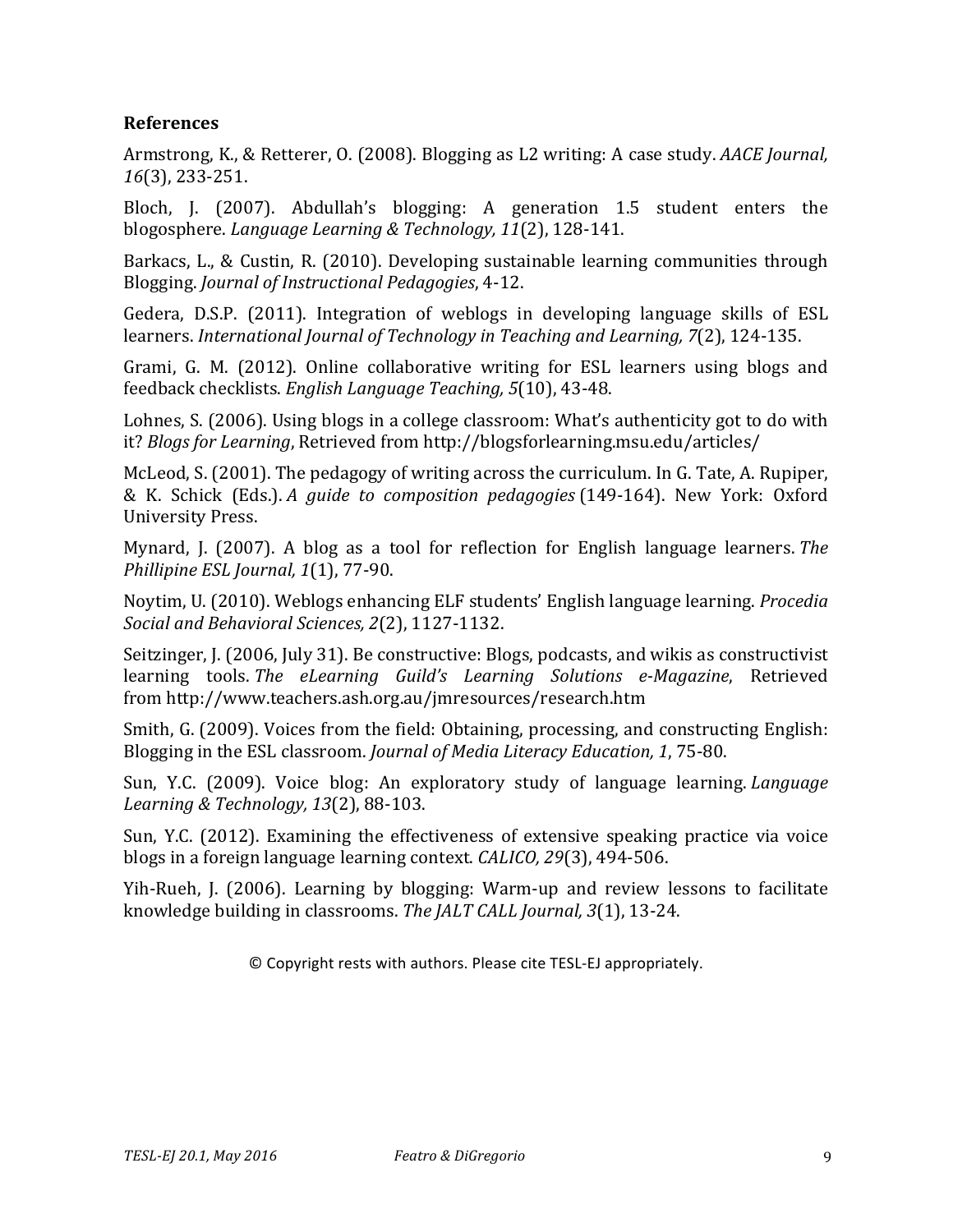## References

Armstrong, K., & Retterer, O. (2008). Blogging as L2 writing: A case study. *AACE Journal, 16*(3), 233-251.

Bloch, J. (2007). Abdullah's blogging: A generation 1.5 student enters the blogosphere. *Language Learning & Technology, 11*(2), 128-141.

Barkacs, L., & Custin, R. (2010). Developing sustainable learning communities through Blogging. *Journal of Instructional Pedagogies*, 4-12.

Gedera, D.S.P. (2011). Integration of weblogs in developing language skills of ESL learners. *International Journal of Technology in Teaching and Learning, 7*(2), 124-135.

Grami, G. M. (2012). Online collaborative writing for ESL learners using blogs and feedback checklists. *English Language Teaching, 5*(10), 43-48.

Lohnes, S. (2006). Using blogs in a college classroom: What's authenticity got to do with it? *Blogs for Learning*, Retrieved from http://blogsforlearning.msu.edu/articles/

McLeod, S. (2001). The pedagogy of writing across the curriculum. In G. Tate, A. Rupiper, & K. Schick (Eds.). *A guide to composition pedagogies* (149-164). New York: Oxford University Press.

Mynard, J. (2007). A blog as a tool for reflection for English language learners. *The Phillipine ESL Journal, 1*(1), 77-90.

Noytim, U. (2010). Weblogs enhancing ELF students' English language learning. *Procedia Social and Behavioral Sciences, 2*(2), 1127-1132.

Seitzinger, J. (2006, July 31). Be constructive: Blogs, podcasts, and wikis as constructivist learning tools. *The eLearning Guild's Learning Solutions e-Magazine*, Retrieved from http://www.teachers.ash.org.au/jmresources/research.htm

Smith, G. (2009). Voices from the field: Obtaining, processing, and constructing English: Blogging in the ESL classroom. *Journal of Media Literacy Education, 1*, 75-80.

Sun, Y.C. (2009). Voice blog: An exploratory study of language learning. *Language Learning & Technology, 13*(2), 88-103.

Sun, Y.C. (2012). Examining the effectiveness of extensive speaking practice via voice blogs in a foreign language learning context. *CALICO, 29*(3), 494-506.

Yih-Rueh, J. (2006). Learning by blogging: Warm-up and review lessons to facilitate knowledge building in classrooms. *The JALT CALL Journal, 3*(1), 13-24.

© Copyright rests with authors. Please cite TESL-EJ appropriately.